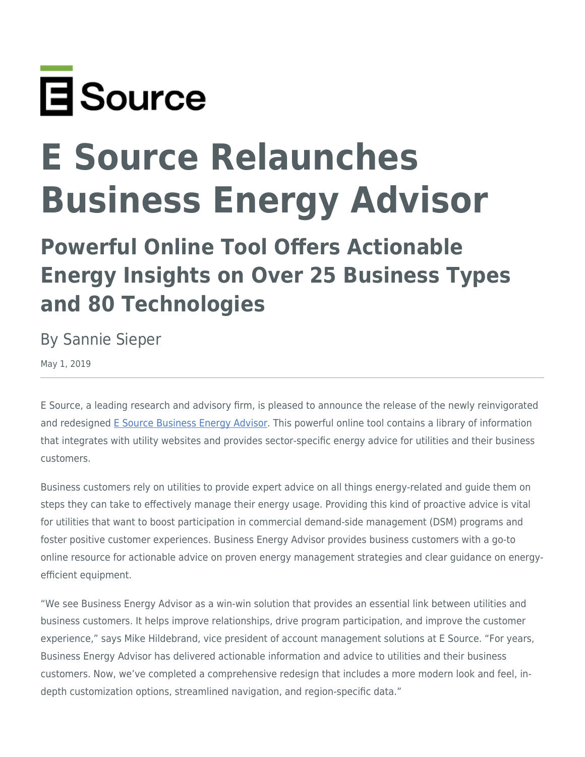E Source

# E Source Relaunches Business Energy Advisor

## Powerful Online Tool Offers Actionable Energy Insights on Over 25 Business Types and 80 Technologies

By Sannie Sieper

May 1, 2019

---

E Source, a leading research and advisory firm, is pleased to announce the release of the newly reinvigorated and redesigned [E Source Business Energy Advisor](). This powerful online tool contains a library of information that integrates with utility websites and provides sector-specific energy advice for utilities and their business customers.

Business customers rely on utilities to provide expert advice on all things energy-related and guide them on steps they can take to effectively manage their energy usage. Providing this kind of proactive advice is vital for utilities that want to boost participation in commercial demand-side management (DSM) programs and foster positive customer experiences. Business Energy Advisor provides business customers with a go-to online resource for actionable advice on proven energy management strategies and clear guidance on energy-efficient equipment.

“We see Business Energy Advisor as a win-win solution that provides an essential link between utilities and business customers. It helps improve relationships, drive program participation, and improve the customer experience,” says Mike Hildebrand, vice president of account management solutions at E Source. “For years, Business Energy Advisor has delivered actionable information and advice to utilities and their business customers. Now, we’ve completed a comprehensive redesign that includes a more modern look and feel, in-depth customization options, streamlined navigation, and region-specific data.”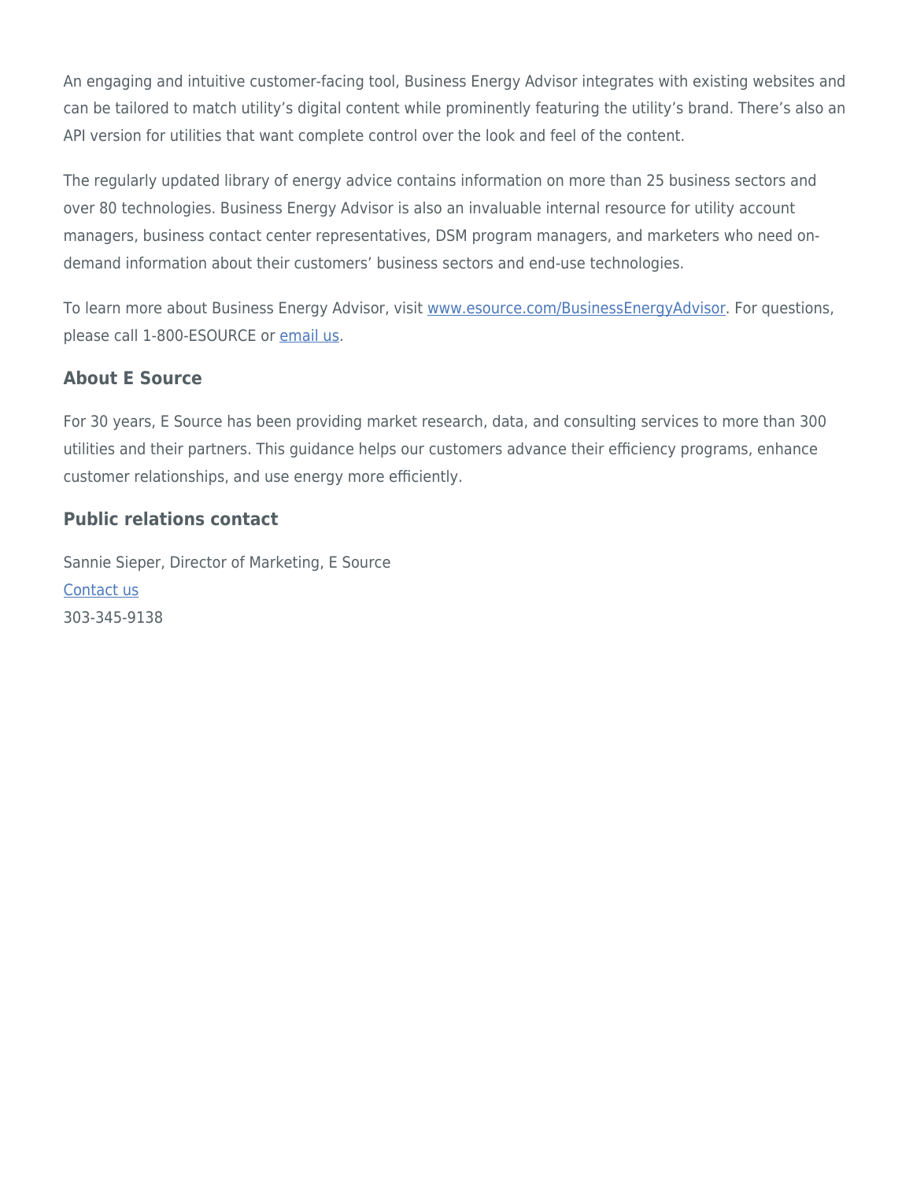An engaging and intuitive customer-facing tool, Business Energy Advisor integrates with existing websites and can be tailored to match utility's digital content while prominently featuring the utility's brand. There's also an API version for utilities that want complete control over the look and feel of the content.

The regularly updated library of energy advice contains information on more than 25 business sectors and over 80 technologies. Business Energy Advisor is also an invaluable internal resource for utility account managers, business contact center representatives, DSM program managers, and marketers who need on-demand information about their customers' business sectors and end-use technologies.

To learn more about Business Energy Advisor, visit [www.esource.com/BusinessEnergyAdvisor](www.esource.com/BusinessEnergyAdvisor). For questions, please call 1-800-ESOURCE or [email us](#).

### About E Source

For 30 years, E Source has been providing market research, data, and consulting services to more than 300 utilities and their partners. This guidance helps our customers advance their efficiency programs, enhance customer relationships, and use energy more efficiently.

### Public relations contact

Sannie Sieper, Director of Marketing, E Source
[Contact us](#)
303-345-9138